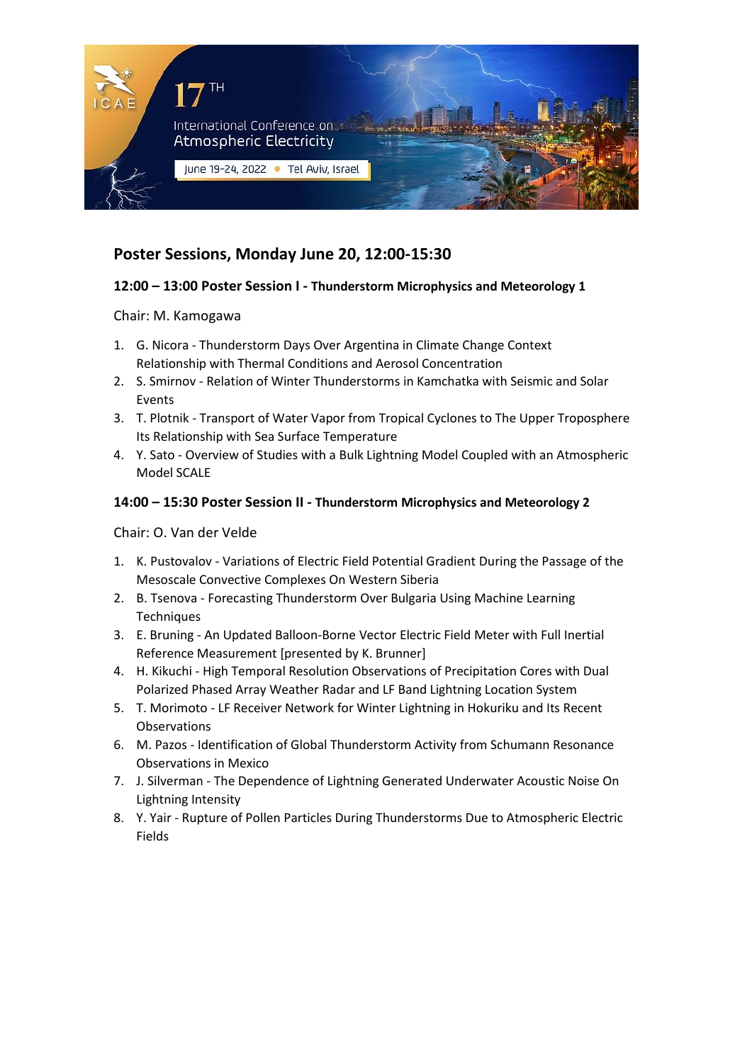17[TH] International Conference on Atmospheric Electricity

June 19-24, 2022 • Tel Aviv, Israel

## Poster Sessions, Monday June 20, 12:00-15:30

### 12:00 – 13:00 Poster Session I - Thunderstorm Microphysics and Meteorology 1

Chair: M. Kamogawa

1. G. Nicora - Thunderstorm Days Over Argentina in Climate Change Context Relationship with Thermal Conditions and Aerosol Concentration
2. S. Smirnov - Relation of Winter Thunderstorms in Kamchatka with Seismic and Solar Events
3. T. Plotnik - Transport of Water Vapor from Tropical Cyclones to The Upper Troposphere Its Relationship with Sea Surface Temperature
4. Y. Sato - Overview of Studies with a Bulk Lightning Model Coupled with an Atmospheric Model SCALE

### 14:00 – 15:30 Poster Session II - Thunderstorm Microphysics and Meteorology 2

Chair: O. Van der Velde

1. K. Pustovalov - Variations of Electric Field Potential Gradient During the Passage of the Mesoscale Convective Complexes On Western Siberia
2. B. Tsenova - Forecasting Thunderstorm Over Bulgaria Using Machine Learning Techniques
3. E. Bruning - An Updated Balloon-Borne Vector Electric Field Meter with Full Inertial Reference Measurement [presented by K. Brunner]
4. H. Kikuchi - High Temporal Resolution Observations of Precipitation Cores with Dual Polarized Phased Array Weather Radar and LF Band Lightning Location System
5. T. Morimoto - LF Receiver Network for Winter Lightning in Hokuriku and Its Recent Observations
6. M. Pazos - Identification of Global Thunderstorm Activity from Schumann Resonance Observations in Mexico
7. J. Silverman - The Dependence of Lightning Generated Underwater Acoustic Noise On Lightning Intensity
8. Y. Yair - Rupture of Pollen Particles During Thunderstorms Due to Atmospheric Electric Fields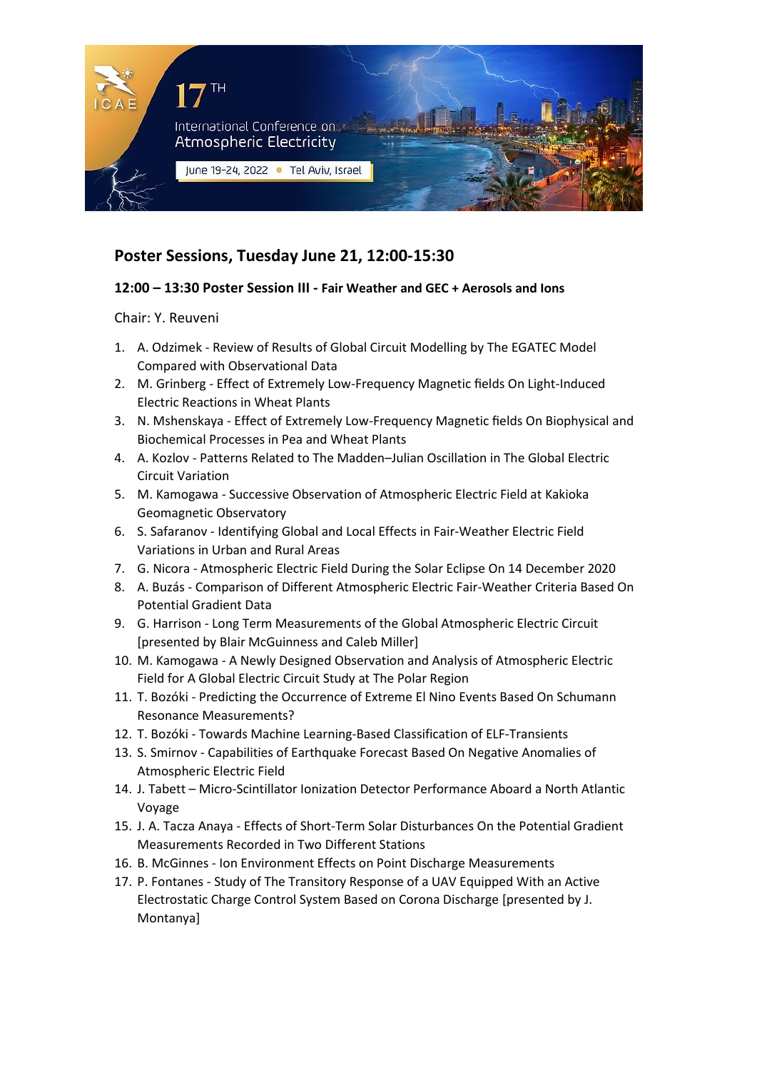## Poster Sessions, Tuesday June 21, 12:00-15:30

### 12:00 – 13:30 Poster Session III - Fair Weather and GEC + Aerosols and Ions

Chair: Y. Reuveni

1. A. Odzimek - Review of Results of Global Circuit Modelling by The EGATEC Model Compared with Observational Data
2. M. Grinberg - Effect of Extremely Low-Frequency Magnetic fields On Light-Induced Electric Reactions in Wheat Plants
3. N. Mshenskaya - Effect of Extremely Low-Frequency Magnetic fields On Biophysical and Biochemical Processes in Pea and Wheat Plants
4. A. Kozlov - Patterns Related to The Madden–Julian Oscillation in The Global Electric Circuit Variation
5. M. Kamogawa - Successive Observation of Atmospheric Electric Field at Kakioka Geomagnetic Observatory
6. S. Safaranov - Identifying Global and Local Effects in Fair-Weather Electric Field Variations in Urban and Rural Areas
7. G. Nicora - Atmospheric Electric Field During the Solar Eclipse On 14 December 2020
8. A. Buzás - Comparison of Different Atmospheric Electric Fair-Weather Criteria Based On Potential Gradient Data
9. G. Harrison - Long Term Measurements of the Global Atmospheric Electric Circuit [presented by Blair McGuinness and Caleb Miller]
10. M. Kamogawa - A Newly Designed Observation and Analysis of Atmospheric Electric Field for A Global Electric Circuit Study at The Polar Region
11. T. Bozóki - Predicting the Occurrence of Extreme El Nino Events Based On Schumann Resonance Measurements?
12. T. Bozóki - Towards Machine Learning-Based Classification of ELF-Transients
13. S. Smirnov - Capabilities of Earthquake Forecast Based On Negative Anomalies of Atmospheric Electric Field
14. J. Tabett – Micro-Scintillator Ionization Detector Performance Aboard a North Atlantic Voyage
15. J. A. Tacza Anaya - Effects of Short-Term Solar Disturbances On the Potential Gradient Measurements Recorded in Two Different Stations
16. B. McGinnes - Ion Environment Effects on Point Discharge Measurements
17. P. Fontanes - Study of The Transitory Response of a UAV Equipped With an Active Electrostatic Charge Control System Based on Corona Discharge [presented by J. Montanya]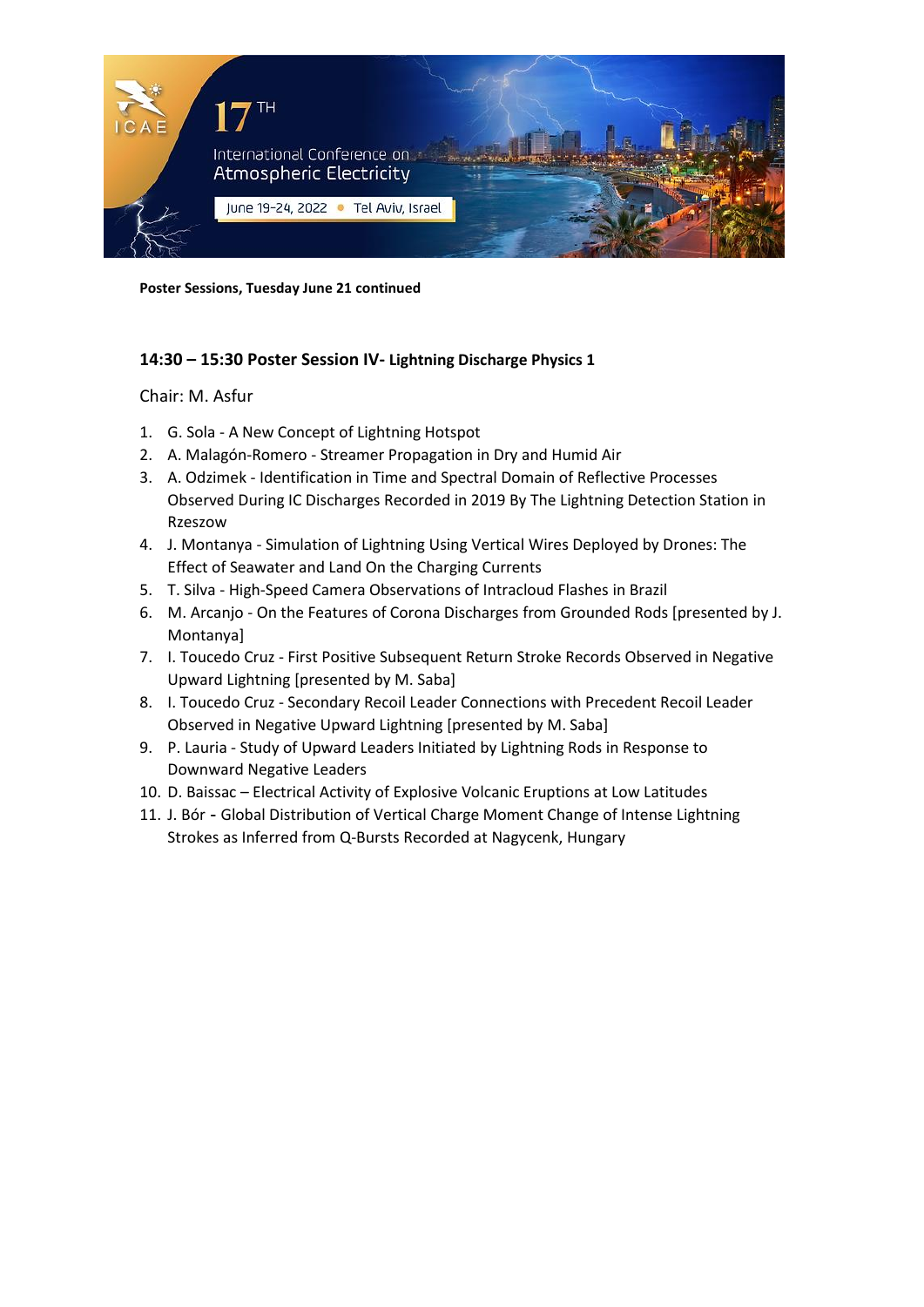**Poster Sessions, Tuesday June 21 continued**

### 14:30 – 15:30 Poster Session IV- Lightning Discharge Physics 1

Chair: M. Asfur

1. G. Sola - A New Concept of Lightning Hotspot
2. A. Malagón-Romero - Streamer Propagation in Dry and Humid Air
3. A. Odzimek - Identification in Time and Spectral Domain of Reflective Processes Observed During IC Discharges Recorded in 2019 By The Lightning Detection Station in Rzeszow
4. J. Montanya - Simulation of Lightning Using Vertical Wires Deployed by Drones: The Effect of Seawater and Land On the Charging Currents
5. T. Silva - High-Speed Camera Observations of Intracloud Flashes in Brazil
6. M. Arcanjo - On the Features of Corona Discharges from Grounded Rods [presented by J. Montanya]
7. I. Toucedo Cruz - First Positive Subsequent Return Stroke Records Observed in Negative Upward Lightning [presented by M. Saba]
8. I. Toucedo Cruz - Secondary Recoil Leader Connections with Precedent Recoil Leader Observed in Negative Upward Lightning [presented by M. Saba]
9. P. Lauria - Study of Upward Leaders Initiated by Lightning Rods in Response to Downward Negative Leaders
10. D. Baissac – Electrical Activity of Explosive Volcanic Eruptions at Low Latitudes
11. J. Bór - Global Distribution of Vertical Charge Moment Change of Intense Lightning Strokes as Inferred from Q-Bursts Recorded at Nagycenk, Hungary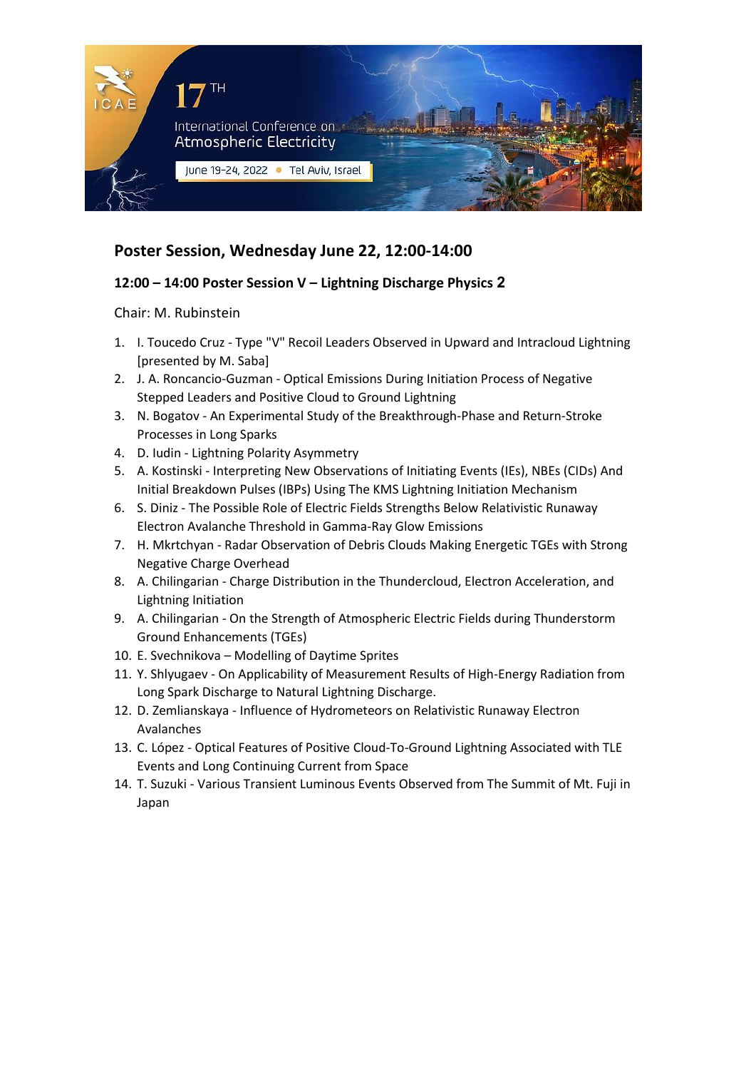## Poster Session, Wednesday June 22, 12:00-14:00

### 12:00 – 14:00 Poster Session V – Lightning Discharge Physics 2

Chair: M. Rubinstein

1. I. Toucedo Cruz - Type "V" Recoil Leaders Observed in Upward and Intracloud Lightning [presented by M. Saba]
2. J. A. Roncancio-Guzman - Optical Emissions During Initiation Process of Negative Stepped Leaders and Positive Cloud to Ground Lightning
3. N. Bogatov - An Experimental Study of the Breakthrough-Phase and Return-Stroke Processes in Long Sparks
4. D. Iudin - Lightning Polarity Asymmetry
5. A. Kostinski - Interpreting New Observations of Initiating Events (IEs), NBEs (CIDs) And Initial Breakdown Pulses (IBPs) Using The KMS Lightning Initiation Mechanism
6. S. Diniz - The Possible Role of Electric Fields Strengths Below Relativistic Runaway Electron Avalanche Threshold in Gamma-Ray Glow Emissions
7. H. Mkrtchyan - Radar Observation of Debris Clouds Making Energetic TGEs with Strong Negative Charge Overhead
8. A. Chilingarian - Charge Distribution in the Thundercloud, Electron Acceleration, and Lightning Initiation
9. A. Chilingarian - On the Strength of Atmospheric Electric Fields during Thunderstorm Ground Enhancements (TGEs)
10. E. Svechnikova – Modelling of Daytime Sprites
11. Y. Shlyugaev - On Applicability of Measurement Results of High-Energy Radiation from Long Spark Discharge to Natural Lightning Discharge.
12. D. Zemlianskaya - Influence of Hydrometeors on Relativistic Runaway Electron Avalanches
13. C. López - Optical Features of Positive Cloud-To-Ground Lightning Associated with TLE Events and Long Continuing Current from Space
14. T. Suzuki - Various Transient Luminous Events Observed from The Summit of Mt. Fuji in Japan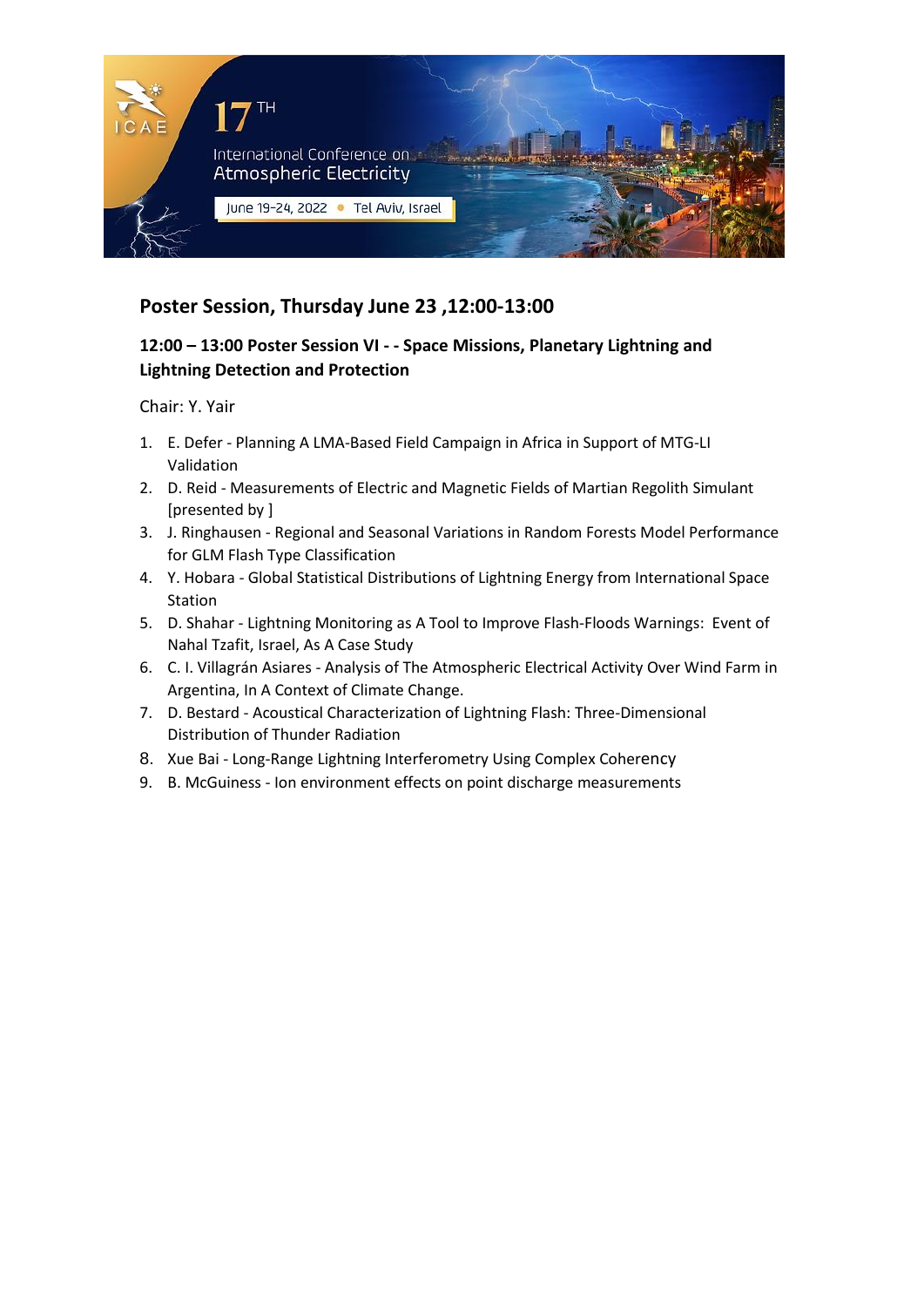17TH International Conference on Atmospheric Electricity

June 19-24, 2022 • Tel Aviv, Israel

## Poster Session, Thursday June 23 ,12:00-13:00

### 12:00 – 13:00 Poster Session VI - - Space Missions, Planetary Lightning and Lightning Detection and Protection

Chair: Y. Yair

1. E. Defer - Planning A LMA-Based Field Campaign in Africa in Support of MTG-LI Validation
2. D. Reid - Measurements of Electric and Magnetic Fields of Martian Regolith Simulant [presented by ]
3. J. Ringhausen - Regional and Seasonal Variations in Random Forests Model Performance for GLM Flash Type Classification
4. Y. Hobara - Global Statistical Distributions of Lightning Energy from International Space Station
5. D. Shahar - Lightning Monitoring as A Tool to Improve Flash-Floods Warnings: Event of Nahal Tzafit, Israel, As A Case Study
6. C. I. Villagrán Asiares - Analysis of The Atmospheric Electrical Activity Over Wind Farm in Argentina, In A Context of Climate Change.
7. D. Bestard - Acoustical Characterization of Lightning Flash: Three-Dimensional Distribution of Thunder Radiation
8. Xue Bai - Long-Range Lightning Interferometry Using Complex Coherency
9. B. McGuiness - Ion environment effects on point discharge measurements